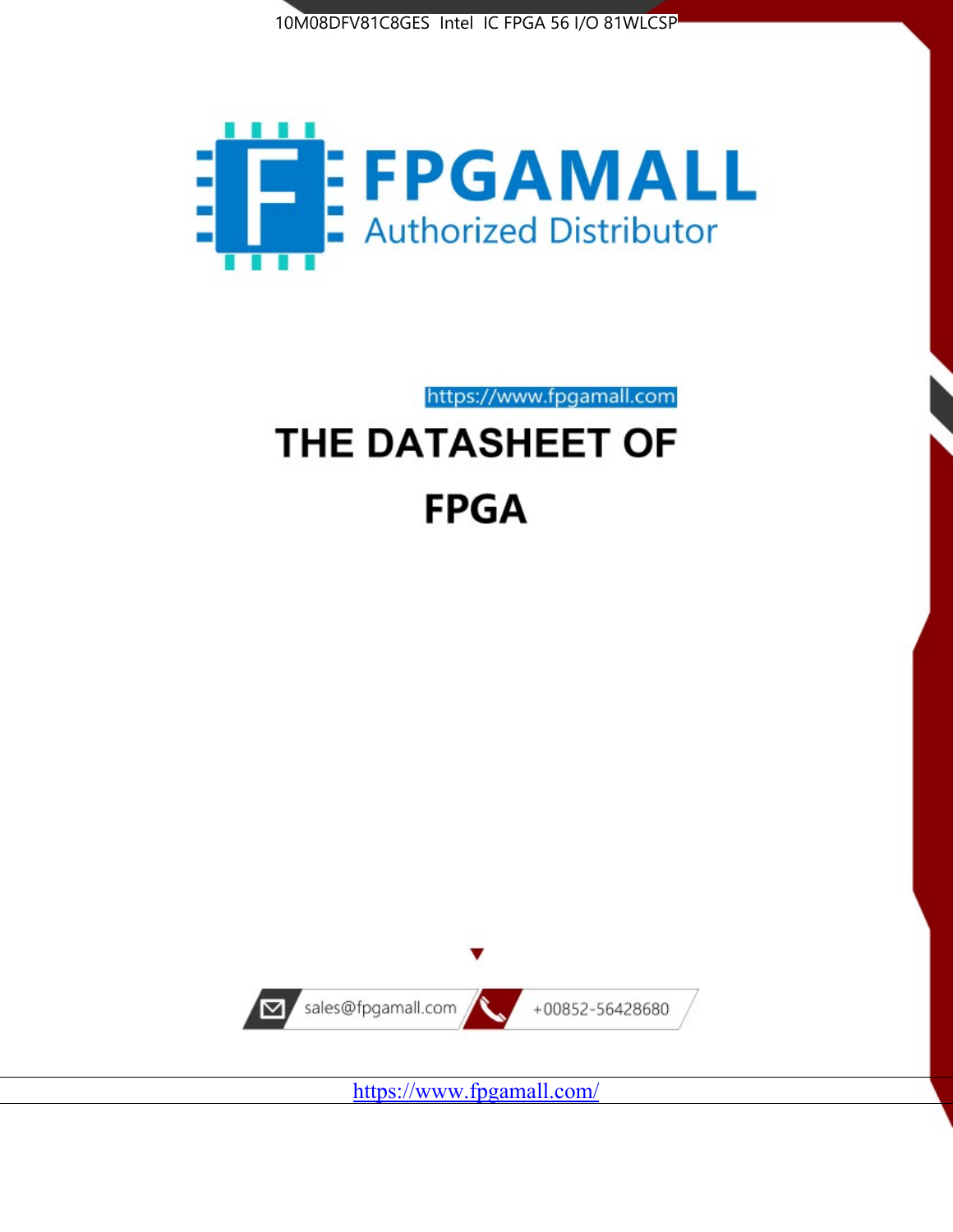10M08DFV81C8GES Intel IC FPGA 56 I/O 81WLCSP

FPGAMALL

Authorized Distributor

https://www.fpgamall.com

# THE DATASHEET OF

# FPGA

sales@fpgamall.com

+00852-56428680

https://www.fpgamall.com/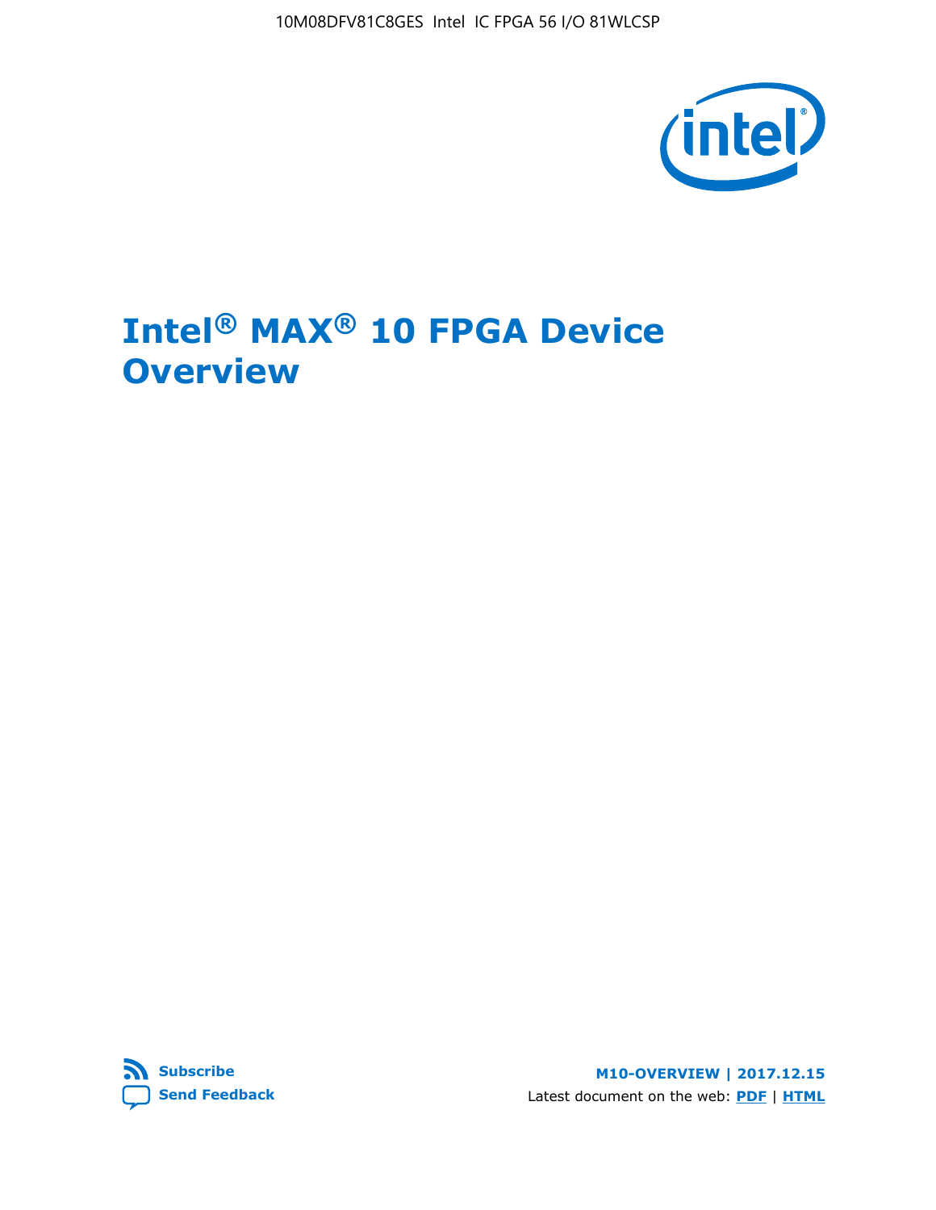# Intel® MAX® 10 FPGA Device Overview

Subscribe

Send Feedback

M10-OVERVIEW | 2017.12.15

Latest document on the web: PDF | HTML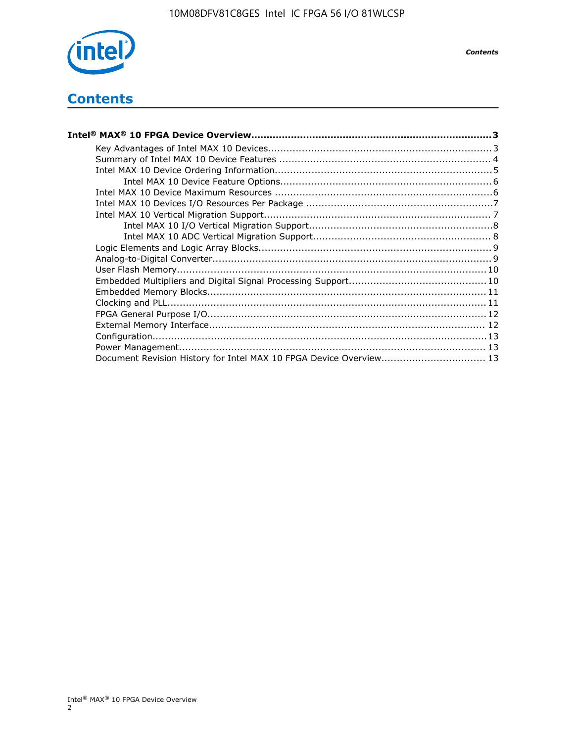# Contents

**Intel® MAX® 10 FPGA Device Overview................................................................................3**

- Key Advantages of Intel MAX 10 Devices..........................................................................3
- Summary of Intel MAX 10 Device Features .......................................................................4
- Intel MAX 10 Device Ordering Information.........................................................................5
    - Intel MAX 10 Device Feature Options.......................................................................6
- Intel MAX 10 Device Maximum Resources .........................................................................6
- Intel MAX 10 Devices I/O Resources Per Package ..............................................................7
- Intel MAX 10 Vertical Migration Support.............................................................................7
    - Intel MAX 10 I/O Vertical Migration Support..............................................................8
    - Intel MAX 10 ADC Vertical Migration Support............................................................8
- Logic Elements and Logic Array Blocks..............................................................................9
- Analog-to-Digital Converter..............................................................................................9
- User Flash Memory.........................................................................................................10
- Embedded Multipliers and Digital Signal Processing Support..............................................10
- Embedded Memory Blocks...............................................................................................11
- Clocking and PLL............................................................................................................11
- FPGA General Purpose I/O...............................................................................................12
- External Memory Interface..............................................................................................12
- Configuration.................................................................................................................13
- Power Management........................................................................................................13
- Document Revision History for Intel MAX 10 FPGA Device Overview...................................13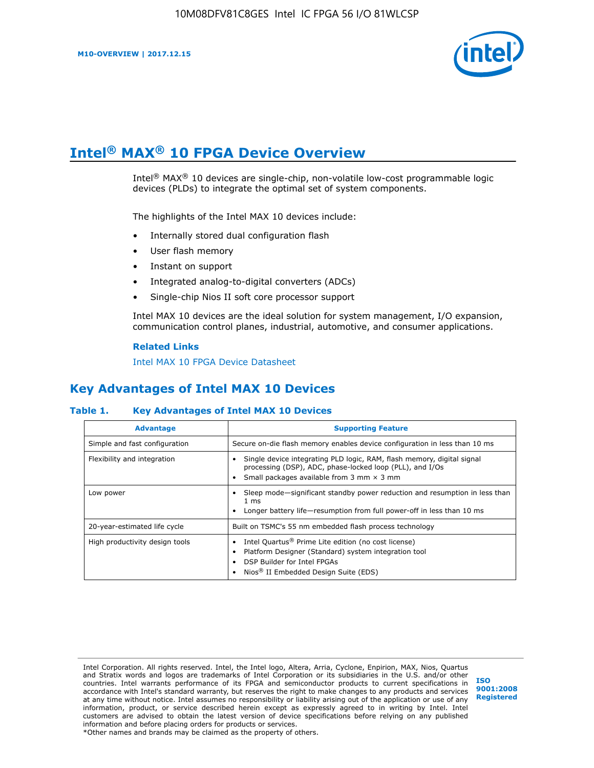# Intel® MAX® 10 FPGA Device Overview

Intel® MAX® 10 devices are single-chip, non-volatile low-cost programmable logic devices (PLDs) to integrate the optimal set of system components.

The highlights of the Intel MAX 10 devices include:

- Internally stored dual configuration flash
- User flash memory
- Instant on support
- Integrated analog-to-digital converters (ADCs)
- Single-chip Nios II soft core processor support

Intel MAX 10 devices are the ideal solution for system management, I/O expansion, communication control planes, industrial, automotive, and consumer applications.

**Related Links**

Intel MAX 10 FPGA Device Datasheet

## Key Advantages of Intel MAX 10 Devices

**Table 1. Key Advantages of Intel MAX 10 Devices**

| Advantage | Supporting Feature |
| --- | --- |
| Simple and fast configuration | Secure on-die flash memory enables device configuration in less than 10 ms |
| Flexibility and integration | • Single device integrating PLD logic, RAM, flash memory, digital signal processing (DSP), ADC, phase-locked loop (PLL), and I/Os<br>• Small packages available from 3 mm × 3 mm |
| Low power | • Sleep mode—significant standby power reduction and resumption in less than 1 ms<br>• Longer battery life—resumption from full power-off in less than 10 ms |
| 20-year-estimated life cycle | Built on TSMC's 55 nm embedded flash process technology |
| High productivity design tools | • Intel Quartus® Prime Lite edition (no cost license)<br>• Platform Designer (Standard) system integration tool<br>• DSP Builder for Intel FPGAs<br>• Nios® II Embedded Design Suite (EDS) |

Intel Corporation. All rights reserved. Intel, the Intel logo, Altera, Arria, Cyclone, Enpirion, MAX, Nios, Quartus and Stratix words and logos are trademarks of Intel Corporation or its subsidiaries in the U.S. and/or other countries. Intel warrants performance of its FPGA and semiconductor products to current specifications in accordance with Intel's standard warranty, but reserves the right to make changes to any products and services at any time without notice. Intel assumes no responsibility or liability arising out of the application or use of any information, product, or service described herein except as expressly agreed to in writing by Intel. Intel customers are advised to obtain the latest version of device specifications before relying on any published information and before placing orders for products or services.
*Other names and brands may be claimed as the property of others.

ISO 9001:2008 Registered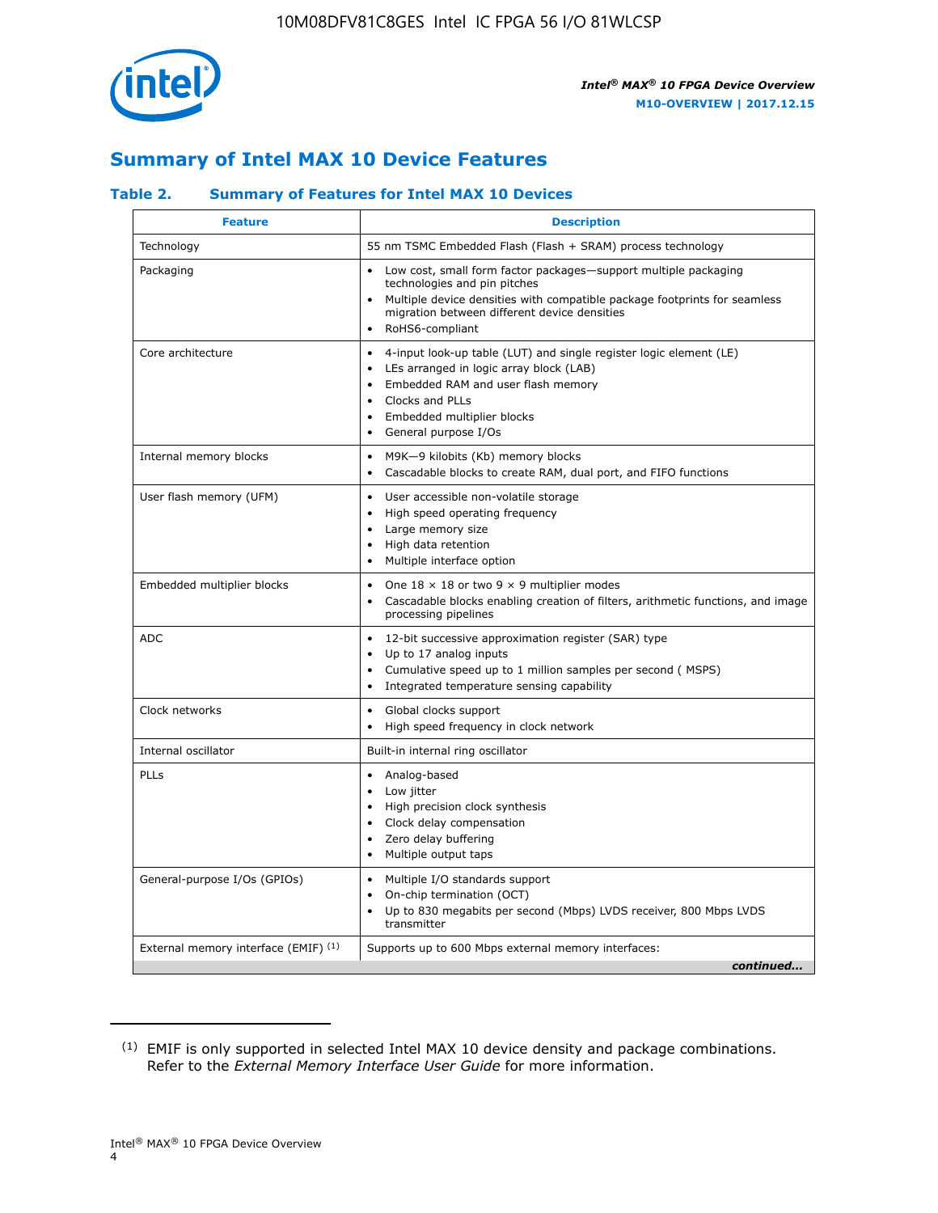## Summary of Intel MAX 10 Device Features

### Table 2. Summary of Features for Intel MAX 10 Devices

| Feature | Description |
|---|---|
| Technology | 55 nm TSMC Embedded Flash (Flash + SRAM) process technology |
| Packaging | • Low cost, small form factor packages—support multiple packaging technologies and pin pitches<br>• Multiple device densities with compatible package footprints for seamless migration between different device densities<br>• RoHS6-compliant |
| Core architecture | • 4-input look-up table (LUT) and single register logic element (LE)<br>• LEs arranged in logic array block (LAB)<br>• Embedded RAM and user flash memory<br>• Clocks and PLLs<br>• Embedded multiplier blocks<br>• General purpose I/Os |
| Internal memory blocks | • M9K—9 kilobits (Kb) memory blocks<br>• Cascadable blocks to create RAM, dual port, and FIFO functions |
| User flash memory (UFM) | • User accessible non-volatile storage<br>• High speed operating frequency<br>• Large memory size<br>• High data retention<br>• Multiple interface option |
| Embedded multiplier blocks | • One 18 × 18 or two 9 × 9 multiplier modes<br>• Cascadable blocks enabling creation of filters, arithmetic functions, and image processing pipelines |
| ADC | • 12-bit successive approximation register (SAR) type<br>• Up to 17 analog inputs<br>• Cumulative speed up to 1 million samples per second ( MSPS)<br>• Integrated temperature sensing capability |
| Clock networks | • Global clocks support<br>• High speed frequency in clock network |
| Internal oscillator | Built-in internal ring oscillator |
| PLLs | • Analog-based<br>• Low jitter<br>• High precision clock synthesis<br>• Clock delay compensation<br>• Zero delay buffering<br>• Multiple output taps |
| General-purpose I/Os (GPIOs) | • Multiple I/O standards support<br>• On-chip termination (OCT)<br>• Up to 830 megabits per second (Mbps) LVDS receiver, 800 Mbps LVDS transmitter |
| External memory interface (EMIF) [1] | Supports up to 600 Mbps external memory interfaces: |

*continued...*

[1] EMIF is only supported in selected Intel MAX 10 device density and package combinations. Refer to the *External Memory Interface User Guide* for more information.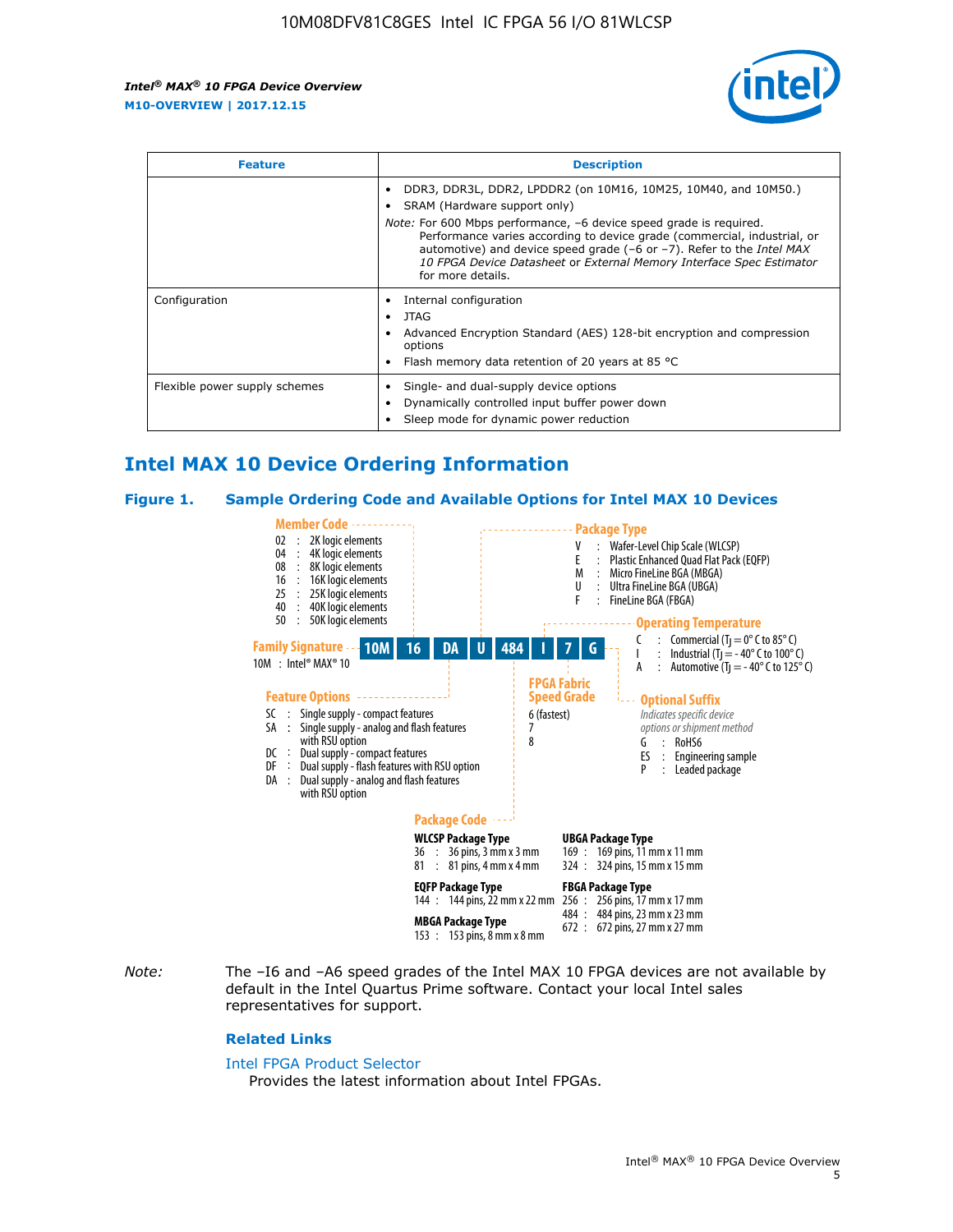| Feature | Description |
| --- | --- |
| | • DDR3, DDR3L, DDR2, LPDDR2 (on 10M16, 10M25, 10M40, and 10M50.)<br>• SRAM (Hardware support only)<br>*Note:* For 600 Mbps performance, −6 device speed grade is required. Performance varies according to device grade (commercial, industrial, or automotive) and device speed grade (−6 or −7). Refer to the *Intel MAX 10 FPGA Device Datasheet* or *External Memory Interface Spec Estimator* for more details. |
| Configuration | • Internal configuration<br>• JTAG<br>• Advanced Encryption Standard (AES) 128-bit encryption and compression options<br>• Flash memory data retention of 20 years at 85 °C |
| Flexible power supply schemes | • Single- and dual-supply device options<br>• Dynamically controlled input buffer power down<br>• Sleep mode for dynamic power reduction |

## Intel MAX 10 Device Ordering Information

### Figure 1. Sample Ordering Code and Available Options for Intel MAX 10 Devices

Sample ordering code: 10M 16 DA U 484 I 7 G

**Family Signature**
- 10M : Intel® MAX® 10

**Member Code**
- 02 : 2K logic elements
- 04 : 4K logic elements
- 08 : 8K logic elements
- 16 : 16K logic elements
- 25 : 25K logic elements
- 40 : 40K logic elements
- 50 : 50K logic elements

**Feature Options**
- SC : Single supply - compact features
- SA : Single supply - analog and flash features with RSU option
- DC : Dual supply - compact features
- DF : Dual supply - flash features with RSU option
- DA : Dual supply - analog and flash features with RSU option

**Package Type**
- V : Wafer-Level Chip Scale (WLCSP)
- E : Plastic Enhanced Quad Flat Pack (EQFP)
- M : Micro FineLine BGA (MBGA)
- U : Ultra FineLine BGA (UBGA)
- F : FineLine BGA (FBGA)

**Package Code**

WLCSP Package Type
- 36 : 36 pins, 3 mm x 3 mm
- 81 : 81 pins, 4 mm x 4 mm

EQFP Package Type
- 144 : 144 pins, 22 mm x 22 mm

MBGA Package Type
- 153 : 153 pins, 8 mm x 8 mm

UBGA Package Type
- 169 : 169 pins, 11 mm x 11 mm
- 324 : 324 pins, 15 mm x 15 mm

FBGA Package Type
- 256 : 256 pins, 17 mm x 17 mm
- 484 : 484 pins, 23 mm x 23 mm
- 672 : 672 pins, 27 mm x 27 mm

**Operating Temperature**
- C : Commercial ($T_J$ = 0° C to 85° C)
- I : Industrial ($T_J$ = - 40° C to 100° C)
- A : Automotive ($T_J$ = - 40° C to 125° C)

**FPGA Fabric Speed Grade**
- 6 (fastest)
- 7
- 8

**Optional Suffix**

*Indicates specific device options or shipment method*
- G : RoHS6
- ES : Engineering sample
- P : Leaded package

*Note:* The –I6 and –A6 speed grades of the Intel MAX 10 FPGA devices are not available by default in the Intel Quartus Prime software. Contact your local Intel sales representatives for support.

#### Related Links

Intel FPGA Product Selector

Provides the latest information about Intel FPGAs.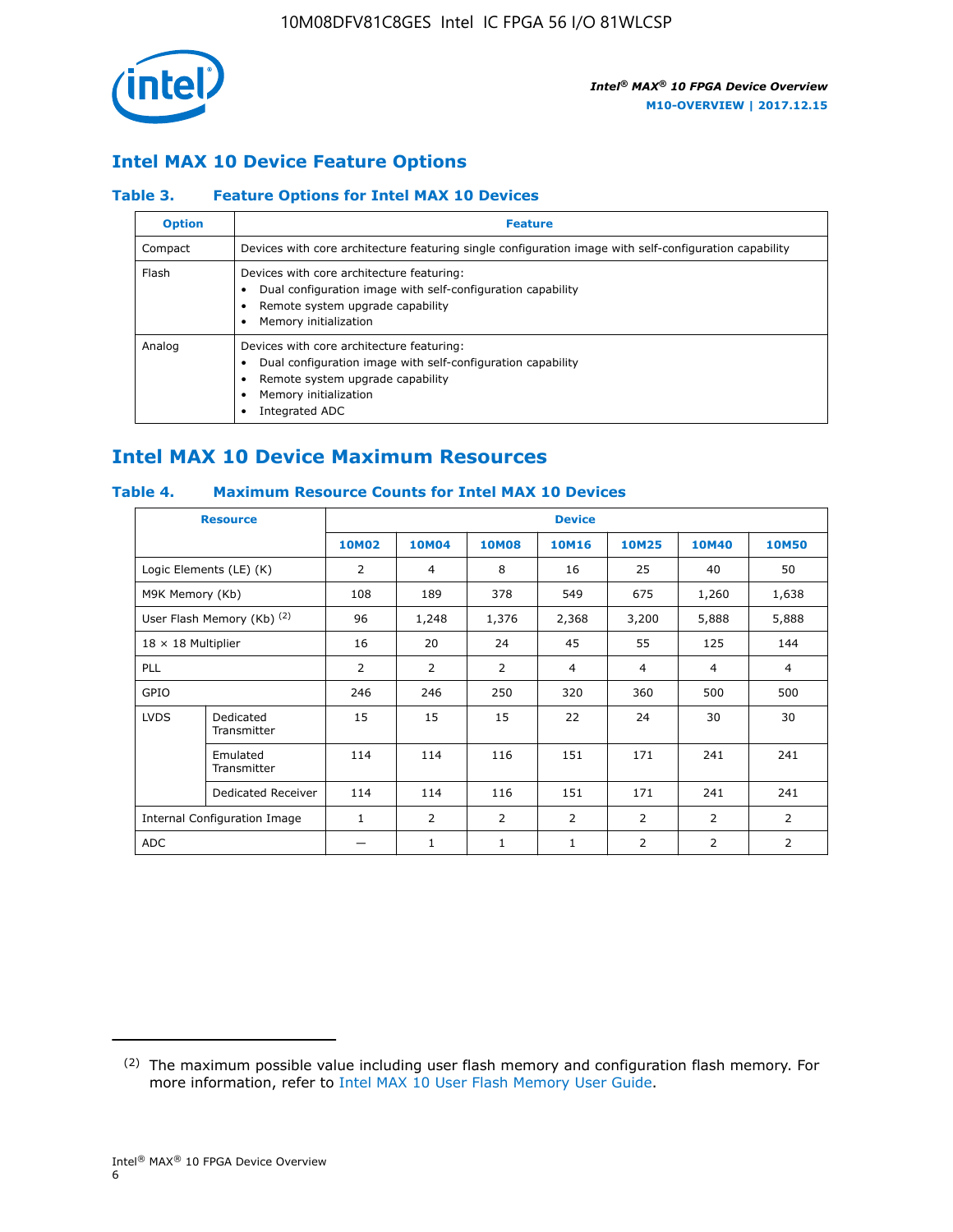## Intel MAX 10 Device Feature Options

### Table 3. Feature Options for Intel MAX 10 Devices

| Option | Feature |
| --- | --- |
| Compact | Devices with core architecture featuring single configuration image with self-configuration capability |
| Flash | Devices with core architecture featuring:<br>• Dual configuration image with self-configuration capability<br>• Remote system upgrade capability<br>• Memory initialization |
| Analog | Devices with core architecture featuring:<br>• Dual configuration image with self-configuration capability<br>• Remote system upgrade capability<br>• Memory initialization<br>• Integrated ADC |

## Intel MAX 10 Device Maximum Resources

### Table 4. Maximum Resource Counts for Intel MAX 10 Devices

| Resource | | Device | | | | | | |
| --- | --- | --- | --- | --- | --- | --- | --- | --- |
| | | 10M02 | 10M04 | 10M08 | 10M16 | 10M25 | 10M40 | 10M50 |
| Logic Elements (LE) (K) | | 2 | 4 | 8 | 16 | 25 | 40 | 50 |
| M9K Memory (Kb) | | 108 | 189 | 378 | 549 | 675 | 1,260 | 1,638 |
| User Flash Memory (Kb) (2) | | 96 | 1,248 | 1,376 | 2,368 | 3,200 | 5,888 | 5,888 |
| 18 × 18 Multiplier | | 16 | 20 | 24 | 45 | 55 | 125 | 144 |
| PLL | | 2 | 2 | 2 | 4 | 4 | 4 | 4 |
| GPIO | | 246 | 246 | 250 | 320 | 360 | 500 | 500 |
| LVDS | Dedicated Transmitter | 15 | 15 | 15 | 22 | 24 | 30 | 30 |
| | Emulated Transmitter | 114 | 114 | 116 | 151 | 171 | 241 | 241 |
| | Dedicated Receiver | 114 | 114 | 116 | 151 | 171 | 241 | 241 |
| Internal Configuration Image | | 1 | 2 | 2 | 2 | 2 | 2 | 2 |
| ADC | | — | 1 | 1 | 1 | 2 | 2 | 2 |

(2) The maximum possible value including user flash memory and configuration flash memory. For more information, refer to Intel MAX 10 User Flash Memory User Guide.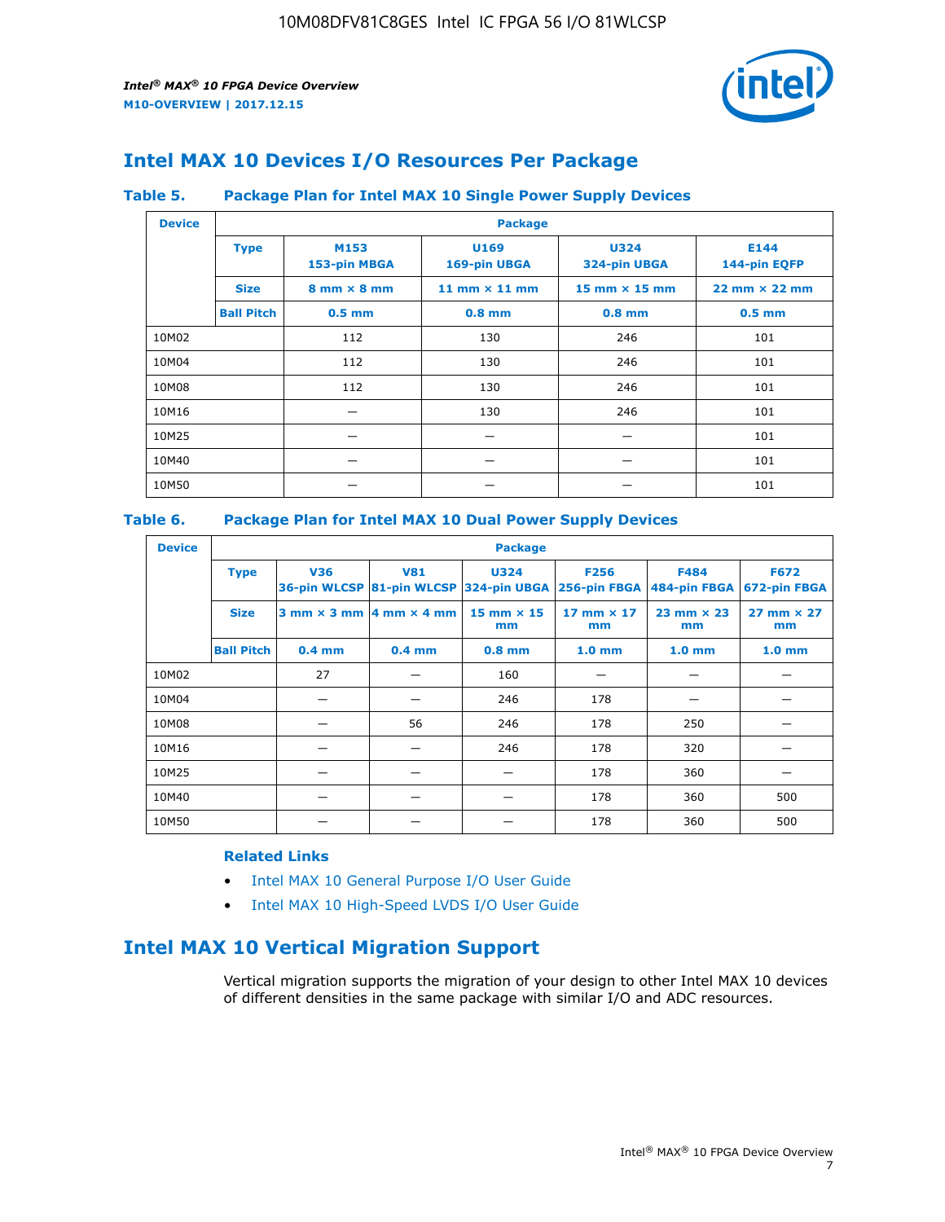# Intel MAX 10 Devices I/O Resources Per Package

**Table 5. Package Plan for Intel MAX 10 Single Power Supply Devices**

| Device | Package | | | | |
|---|---|---|---|---|---|
| | **Type** | **M153** 153-pin MBGA | **U169** 169-pin UBGA | **U324** 324-pin UBGA | **E144** 144-pin EQFP |
| | **Size** | 8 mm × 8 mm | 11 mm × 11 mm | 15 mm × 15 mm | 22 mm × 22 mm |
| | **Ball Pitch** | 0.5 mm | 0.8 mm | 0.8 mm | 0.5 mm |
| 10M02 | | 112 | 130 | 246 | 101 |
| 10M04 | | 112 | 130 | 246 | 101 |
| 10M08 | | 112 | 130 | 246 | 101 |
| 10M16 | | — | 130 | 246 | 101 |
| 10M25 | | — | — | — | 101 |
| 10M40 | | — | — | — | 101 |
| 10M50 | | — | — | — | 101 |

**Table 6. Package Plan for Intel MAX 10 Dual Power Supply Devices**

| Device | Package | | | | | | |
|---|---|---|---|---|---|---|---|
| | **Type** | **V36** 36-pin WLCSP | **V81** 81-pin WLCSP | **U324** 324-pin UBGA | **F256** 256-pin FBGA | **F484** 484-pin FBGA | **F672** 672-pin FBGA |
| | **Size** | 3 mm × 3 mm | 4 mm × 4 mm | 15 mm × 15 mm | 17 mm × 17 mm | 23 mm × 23 mm | 27 mm × 27 mm |
| | **Ball Pitch** | 0.4 mm | 0.4 mm | 0.8 mm | 1.0 mm | 1.0 mm | 1.0 mm |
| 10M02 | | 27 | — | 160 | — | — | — |
| 10M04 | | — | — | 246 | 178 | — | — |
| 10M08 | | — | 56 | 246 | 178 | 250 | — |
| 10M16 | | — | — | 246 | 178 | 320 | — |
| 10M25 | | — | — | — | 178 | 360 | — |
| 10M40 | | — | — | — | 178 | 360 | 500 |
| 10M50 | | — | — | — | 178 | 360 | 500 |

**Related Links**

- Intel MAX 10 General Purpose I/O User Guide
- Intel MAX 10 High-Speed LVDS I/O User Guide

# Intel MAX 10 Vertical Migration Support

Vertical migration supports the migration of your design to other Intel MAX 10 devices of different densities in the same package with similar I/O and ADC resources.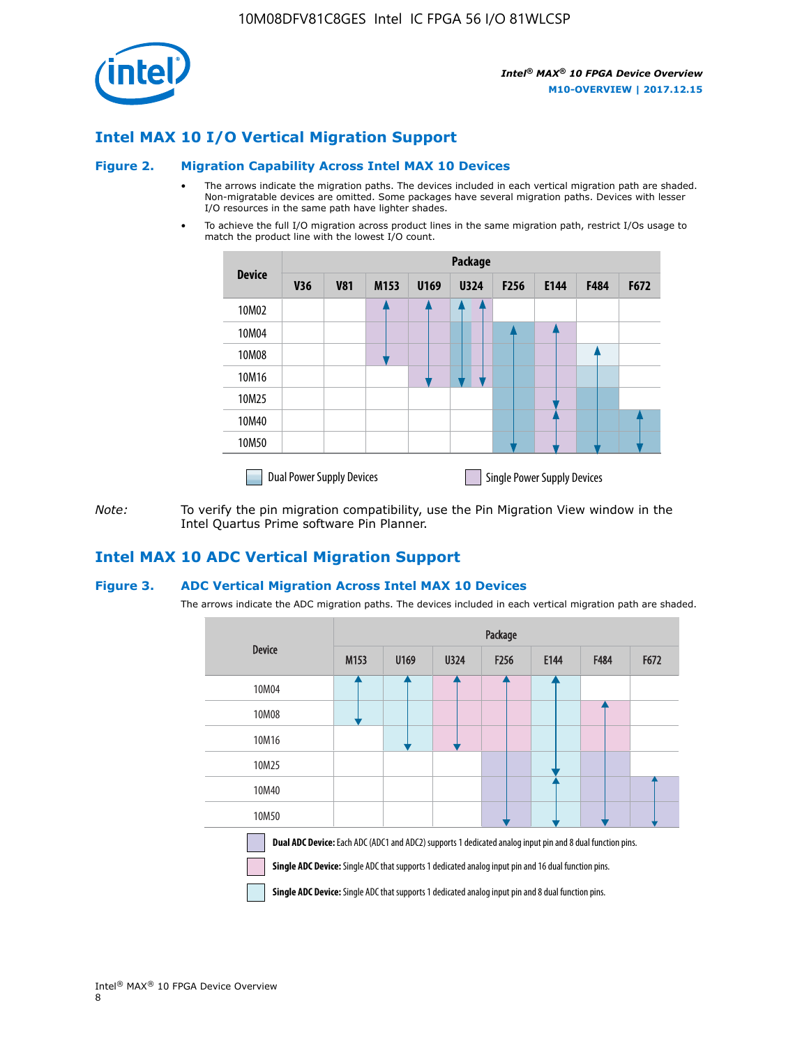## Intel MAX 10 I/O Vertical Migration Support

### Figure 2. Migration Capability Across Intel MAX 10 Devices

- The arrows indicate the migration paths. The devices included in each vertical migration path are shaded. Non-migratable devices are omitted. Some packages have several migration paths. Devices with lesser I/O resources in the same path have lighter shades.
- To achieve the full I/O migration across product lines in the same migration path, restrict I/Os usage to match the product line with the lowest I/O count.

| Device | Package | | | | | | | | |
|---|---|---|---|---|---|---|---|---|---|
| | V36 | V81 | M153 | U169 | U324 | F256 | E144 | F484 | F672 |
| 10M02 | | | | | | | | | |
| 10M04 | | | | | | | | | |
| 10M08 | | | | | | | | | |
| 10M16 | | | | | | | | | |
| 10M25 | | | | | | | | | |
| 10M40 | | | | | | | | | |
| 10M50 | | | | | | | | | |

Dual Power Supply Devices    Single Power Supply Devices

*Note:* To verify the pin migration compatibility, use the Pin Migration View window in the Intel Quartus Prime software Pin Planner.

## Intel MAX 10 ADC Vertical Migration Support

### Figure 3. ADC Vertical Migration Across Intel MAX 10 Devices

The arrows indicate the ADC migration paths. The devices included in each vertical migration path are shaded.

| Device | Package | | | | | | |
|---|---|---|---|---|---|---|---|
| | M153 | U169 | U324 | F256 | E144 | F484 | F672 |
| 10M04 | | | | | | | |
| 10M08 | | | | | | | |
| 10M16 | | | | | | | |
| 10M25 | | | | | | | |
| 10M40 | | | | | | | |
| 10M50 | | | | | | | |

**Dual ADC Device:** Each ADC (ADC1 and ADC2) supports 1 dedicated analog input pin and 8 dual function pins.

**Single ADC Device:** Single ADC that supports 1 dedicated analog input pin and 16 dual function pins.

**Single ADC Device:** Single ADC that supports 1 dedicated analog input pin and 8 dual function pins.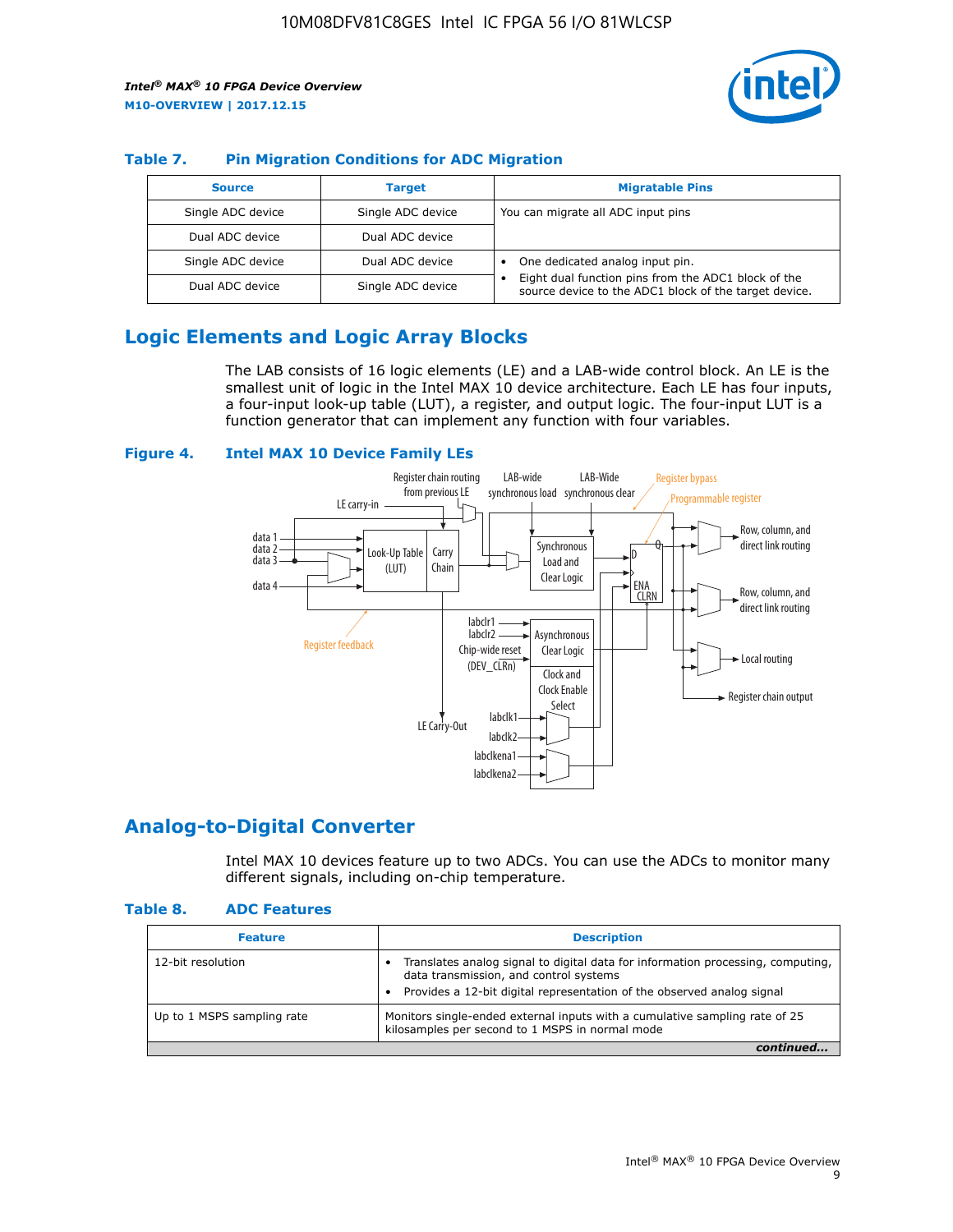## Table 7. Pin Migration Conditions for ADC Migration

| Source | Target | Migratable Pins |
| --- | --- | --- |
| Single ADC device | Single ADC device | You can migrate all ADC input pins |
| Dual ADC device | Dual ADC device | |
| Single ADC device | Dual ADC device | • One dedicated analog input pin. • Eight dual function pins from the ADC1 block of the source device to the ADC1 block of the target device. |
| Dual ADC device | Single ADC device | |

## Logic Elements and Logic Array Blocks

The LAB consists of 16 logic elements (LE) and a LAB-wide control block. An LE is the smallest unit of logic in the Intel MAX 10 device architecture. Each LE has four inputs, a four-input look-up table (LUT), a register, and output logic. The four-input LUT is a function generator that can implement any function with four variables.

**Figure 4. Intel MAX 10 Device Family LEs**

## Analog-to-Digital Converter

Intel MAX 10 devices feature up to two ADCs. You can use the ADCs to monitor many different signals, including on-chip temperature.

## Table 8. ADC Features

| Feature | Description |
| --- | --- |
| 12-bit resolution | • Translates analog signal to digital data for information processing, computing, data transmission, and control systems • Provides a 12-bit digital representation of the observed analog signal |
| Up to 1 MSPS sampling rate | Monitors single-ended external inputs with a cumulative sampling rate of 25 kilosamples per second to 1 MSPS in normal mode |

*continued...*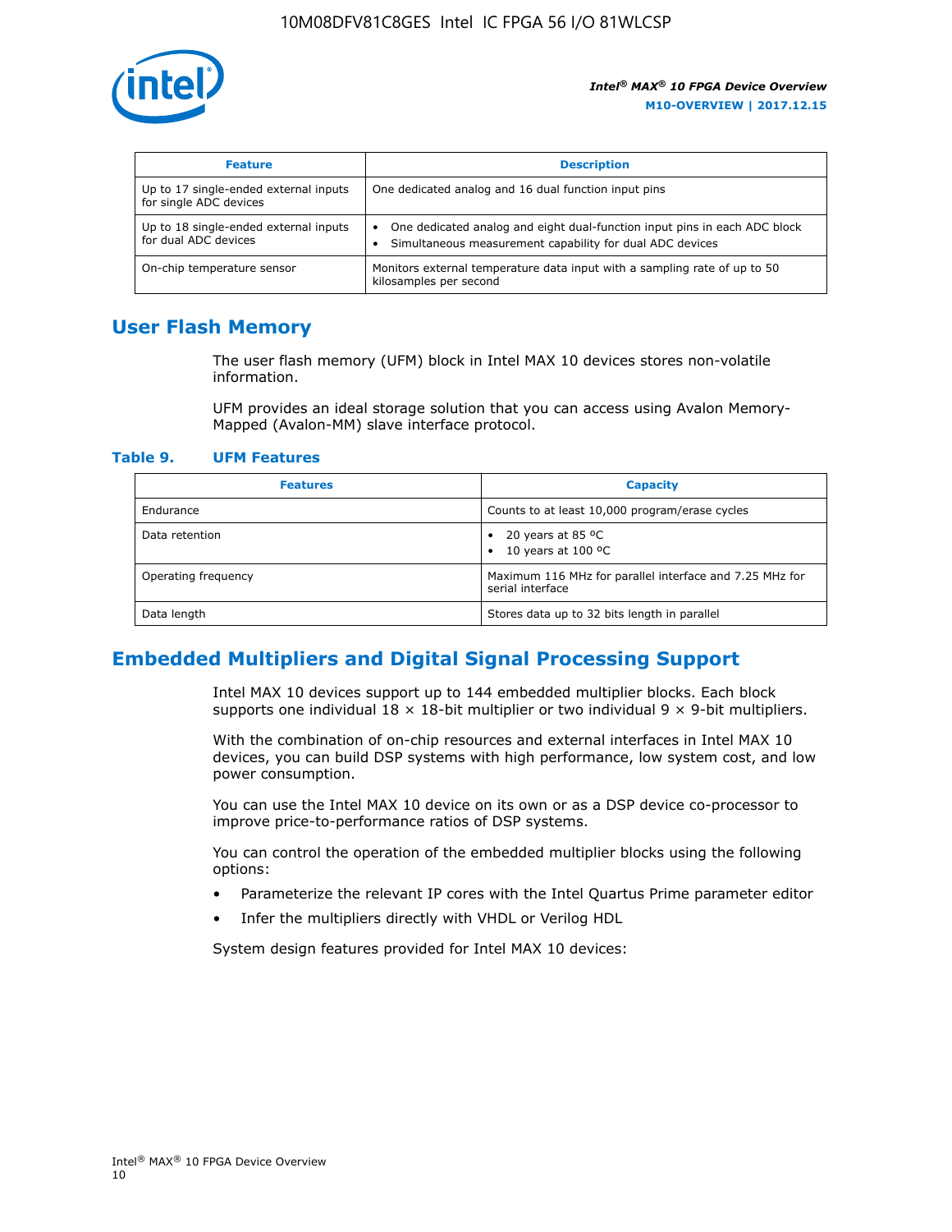| Feature | Description |
| --- | --- |
| Up to 17 single-ended external inputs for single ADC devices | One dedicated analog and 16 dual function input pins |
| Up to 18 single-ended external inputs for dual ADC devices | • One dedicated analog and eight dual-function input pins in each ADC block<br>• Simultaneous measurement capability for dual ADC devices |
| On-chip temperature sensor | Monitors external temperature data input with a sampling rate of up to 50 kilosamples per second |

## User Flash Memory

The user flash memory (UFM) block in Intel MAX 10 devices stores non-volatile information.

UFM provides an ideal storage solution that you can access using Avalon Memory-Mapped (Avalon-MM) slave interface protocol.

**Table 9. UFM Features**

| Features | Capacity |
| --- | --- |
| Endurance | Counts to at least 10,000 program/erase cycles |
| Data retention | • 20 years at 85 ºC<br>• 10 years at 100 ºC |
| Operating frequency | Maximum 116 MHz for parallel interface and 7.25 MHz for serial interface |
| Data length | Stores data up to 32 bits length in parallel |

## Embedded Multipliers and Digital Signal Processing Support

Intel MAX 10 devices support up to 144 embedded multiplier blocks. Each block supports one individual 18 × 18-bit multiplier or two individual 9 × 9-bit multipliers.

With the combination of on-chip resources and external interfaces in Intel MAX 10 devices, you can build DSP systems with high performance, low system cost, and low power consumption.

You can use the Intel MAX 10 device on its own or as a DSP device co-processor to improve price-to-performance ratios of DSP systems.

You can control the operation of the embedded multiplier blocks using the following options:

- Parameterize the relevant IP cores with the Intel Quartus Prime parameter editor
- Infer the multipliers directly with VHDL or Verilog HDL

System design features provided for Intel MAX 10 devices: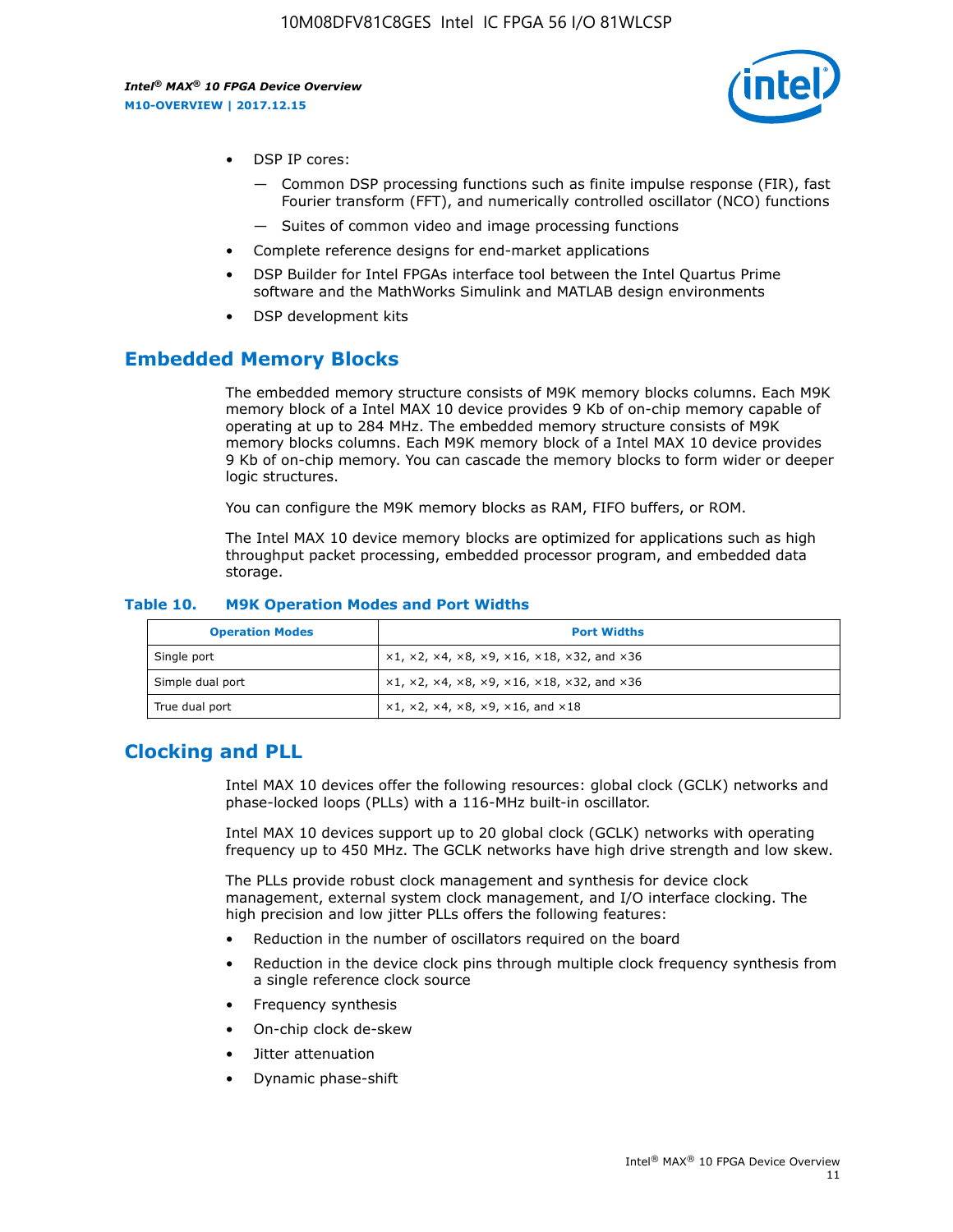- DSP IP cores:
  - Common DSP processing functions such as finite impulse response (FIR), fast Fourier transform (FFT), and numerically controlled oscillator (NCO) functions
  - Suites of common video and image processing functions
- Complete reference designs for end-market applications
- DSP Builder for Intel FPGAs interface tool between the Intel Quartus Prime software and the MathWorks Simulink and MATLAB design environments
- DSP development kits

## Embedded Memory Blocks

The embedded memory structure consists of M9K memory blocks columns. Each M9K memory block of a Intel MAX 10 device provides 9 Kb of on-chip memory capable of operating at up to 284 MHz. The embedded memory structure consists of M9K memory blocks columns. Each M9K memory block of a Intel MAX 10 device provides 9 Kb of on-chip memory. You can cascade the memory blocks to form wider or deeper logic structures.

You can configure the M9K memory blocks as RAM, FIFO buffers, or ROM.

The Intel MAX 10 device memory blocks are optimized for applications such as high throughput packet processing, embedded processor program, and embedded data storage.

**Table 10. M9K Operation Modes and Port Widths**

| Operation Modes | Port Widths |
|---|---|
| Single port | ×1, ×2, ×4, ×8, ×9, ×16, ×18, ×32, and ×36 |
| Simple dual port | ×1, ×2, ×4, ×8, ×9, ×16, ×18, ×32, and ×36 |
| True dual port | ×1, ×2, ×4, ×8, ×9, ×16, and ×18 |

## Clocking and PLL

Intel MAX 10 devices offer the following resources: global clock (GCLK) networks and phase-locked loops (PLLs) with a 116-MHz built-in oscillator.

Intel MAX 10 devices support up to 20 global clock (GCLK) networks with operating frequency up to 450 MHz. The GCLK networks have high drive strength and low skew.

The PLLs provide robust clock management and synthesis for device clock management, external system clock management, and I/O interface clocking. The high precision and low jitter PLLs offers the following features:

- Reduction in the number of oscillators required on the board
- Reduction in the device clock pins through multiple clock frequency synthesis from a single reference clock source
- Frequency synthesis
- On-chip clock de-skew
- Jitter attenuation
- Dynamic phase-shift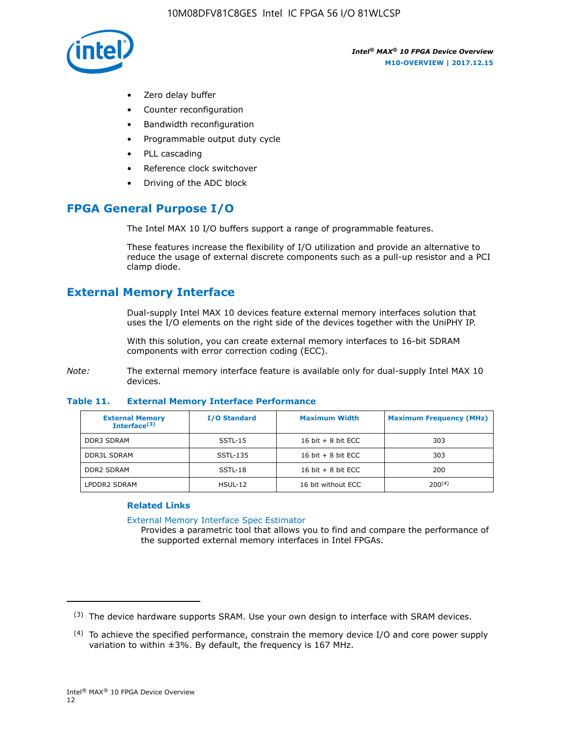- Zero delay buffer
- Counter reconfiguration
- Bandwidth reconfiguration
- Programmable output duty cycle
- PLL cascading
- Reference clock switchover
- Driving of the ADC block

## FPGA General Purpose I/O

The Intel MAX 10 I/O buffers support a range of programmable features.

These features increase the flexibility of I/O utilization and provide an alternative to reduce the usage of external discrete components such as a pull-up resistor and a PCI clamp diode.

## External Memory Interface

Dual-supply Intel MAX 10 devices feature external memory interfaces solution that uses the I/O elements on the right side of the devices together with the UniPHY IP.

With this solution, you can create external memory interfaces to 16-bit SDRAM components with error correction coding (ECC).

*Note:* The external memory interface feature is available only for dual-supply Intel MAX 10 devices.

**Table 11. External Memory Interface Performance**

| External Memory Interface[(3)] | I/O Standard | Maximum Width | Maximum Frequency (MHz) |
|---|---|---|---|
| DDR3 SDRAM | SSTL-15 | 16 bit + 8 bit ECC | 303 |
| DDR3L SDRAM | SSTL-135 | 16 bit + 8 bit ECC | 303 |
| DDR2 SDRAM | SSTL-18 | 16 bit + 8 bit ECC | 200 |
| LPDDR2 SDRAM | HSUL-12 | 16 bit without ECC | 200[(4)] |

### Related Links

External Memory Interface Spec Estimator
Provides a parametric tool that allows you to find and compare the performance of the supported external memory interfaces in Intel FPGAs.

(3) The device hardware supports SRAM. Use your own design to interface with SRAM devices.

(4) To achieve the specified performance, constrain the memory device I/O and core power supply variation to within ±3%. By default, the frequency is 167 MHz.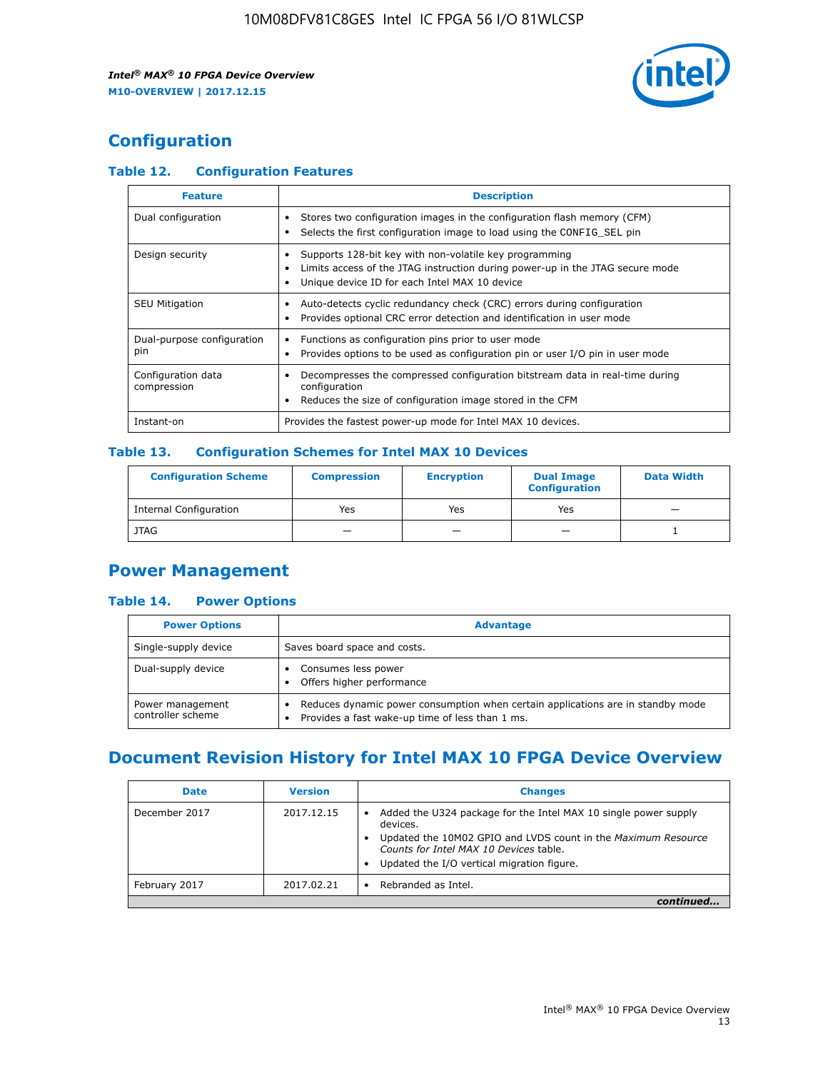## Configuration

### Table 12. Configuration Features

| Feature | Description |
|---|---|
| Dual configuration | • Stores two configuration images in the configuration flash memory (CFM)<br>• Selects the first configuration image to load using the CONFIG_SEL pin |
| Design security | • Supports 128-bit key with non-volatile key programming<br>• Limits access of the JTAG instruction during power-up in the JTAG secure mode<br>• Unique device ID for each Intel MAX 10 device |
| SEU Mitigation | • Auto-detects cyclic redundancy check (CRC) errors during configuration<br>• Provides optional CRC error detection and identification in user mode |
| Dual-purpose configuration pin | • Functions as configuration pins prior to user mode<br>• Provides options to be used as configuration pin or user I/O pin in user mode |
| Configuration data compression | • Decompresses the compressed configuration bitstream data in real-time during configuration<br>• Reduces the size of configuration image stored in the CFM |
| Instant-on | Provides the fastest power-up mode for Intel MAX 10 devices. |

### Table 13. Configuration Schemes for Intel MAX 10 Devices

| Configuration Scheme | Compression | Encryption | Dual Image Configuration | Data Width |
|---|---|---|---|---|
| Internal Configuration | Yes | Yes | Yes | — |
| JTAG | — | — | — | 1 |

## Power Management

### Table 14. Power Options

| Power Options | Advantage |
|---|---|
| Single-supply device | Saves board space and costs. |
| Dual-supply device | • Consumes less power<br>• Offers higher performance |
| Power management controller scheme | • Reduces dynamic power consumption when certain applications are in standby mode<br>• Provides a fast wake-up time of less than 1 ms. |

## Document Revision History for Intel MAX 10 FPGA Device Overview

| Date | Version | Changes |
|---|---|---|
| December 2017 | 2017.12.15 | • Added the U324 package for the Intel MAX 10 single power supply devices.<br>• Updated the 10M02 GPIO and LVDS count in the *Maximum Resource Counts for Intel MAX 10 Devices* table.<br>• Updated the I/O vertical migration figure. |
| February 2017 | 2017.02.21 | • Rebranded as Intel. |

*continued...*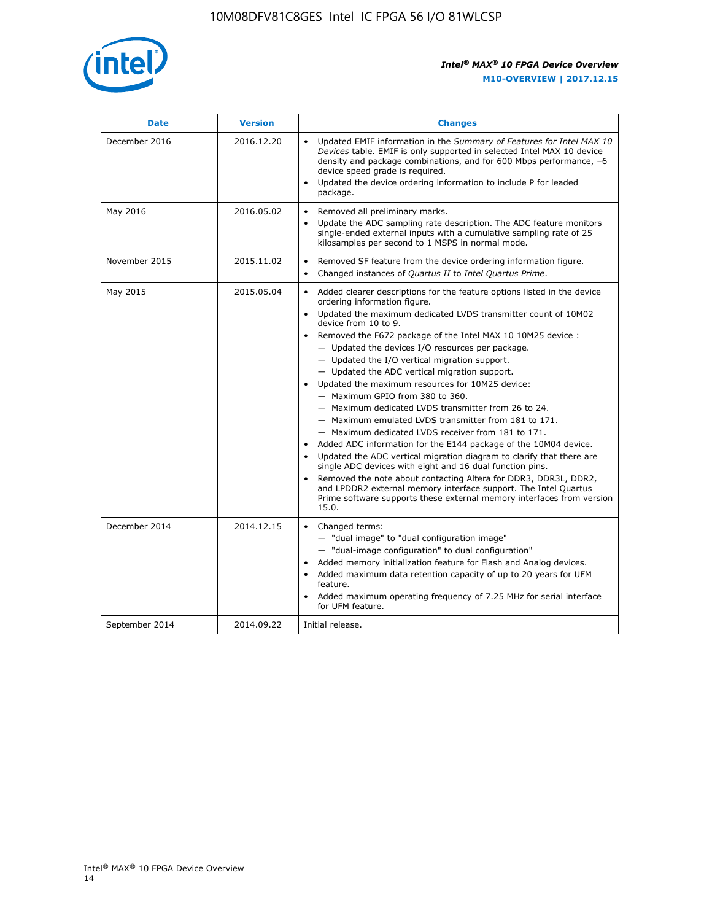| Date | Version | Changes |
| --- | --- | --- |
| December 2016 | 2016.12.20 | • Updated EMIF information in the *Summary of Features for Intel MAX 10 Devices* table. EMIF is only supported in selected Intel MAX 10 device density and package combinations, and for 600 Mbps performance, –6 device speed grade is required.<br>• Updated the device ordering information to include P for leaded package. |
| May 2016 | 2016.05.02 | • Removed all preliminary marks.<br>• Update the ADC sampling rate description. The ADC feature monitors single-ended external inputs with a cumulative sampling rate of 25 kilosamples per second to 1 MSPS in normal mode. |
| November 2015 | 2015.11.02 | • Removed SF feature from the device ordering information figure.<br>• Changed instances of *Quartus II* to *Intel Quartus Prime*. |
| May 2015 | 2015.05.04 | • Added clearer descriptions for the feature options listed in the device ordering information figure.<br>• Updated the maximum dedicated LVDS transmitter count of 10M02 device from 10 to 9.<br>• Removed the F672 package of the Intel MAX 10 10M25 device :<br>— Updated the devices I/O resources per package.<br>— Updated the I/O vertical migration support.<br>— Updated the ADC vertical migration support.<br>• Updated the maximum resources for 10M25 device:<br>— Maximum GPIO from 380 to 360.<br>— Maximum dedicated LVDS transmitter from 26 to 24.<br>— Maximum emulated LVDS transmitter from 181 to 171.<br>— Maximum dedicated LVDS receiver from 181 to 171.<br>• Added ADC information for the E144 package of the 10M04 device.<br>• Updated the ADC vertical migration diagram to clarify that there are single ADC devices with eight and 16 dual function pins.<br>• Removed the note about contacting Altera for DDR3, DDR3L, DDR2, and LPDDR2 external memory interface support. The Intel Quartus Prime software supports these external memory interfaces from version 15.0. |
| December 2014 | 2014.12.15 | • Changed terms:<br>— "dual image" to "dual configuration image"<br>— "dual-image configuration" to dual configuration"<br>• Added memory initialization feature for Flash and Analog devices.<br>• Added maximum data retention capacity of up to 20 years for UFM feature.<br>• Added maximum operating frequency of 7.25 MHz for serial interface for UFM feature. |
| September 2014 | 2014.09.22 | Initial release. |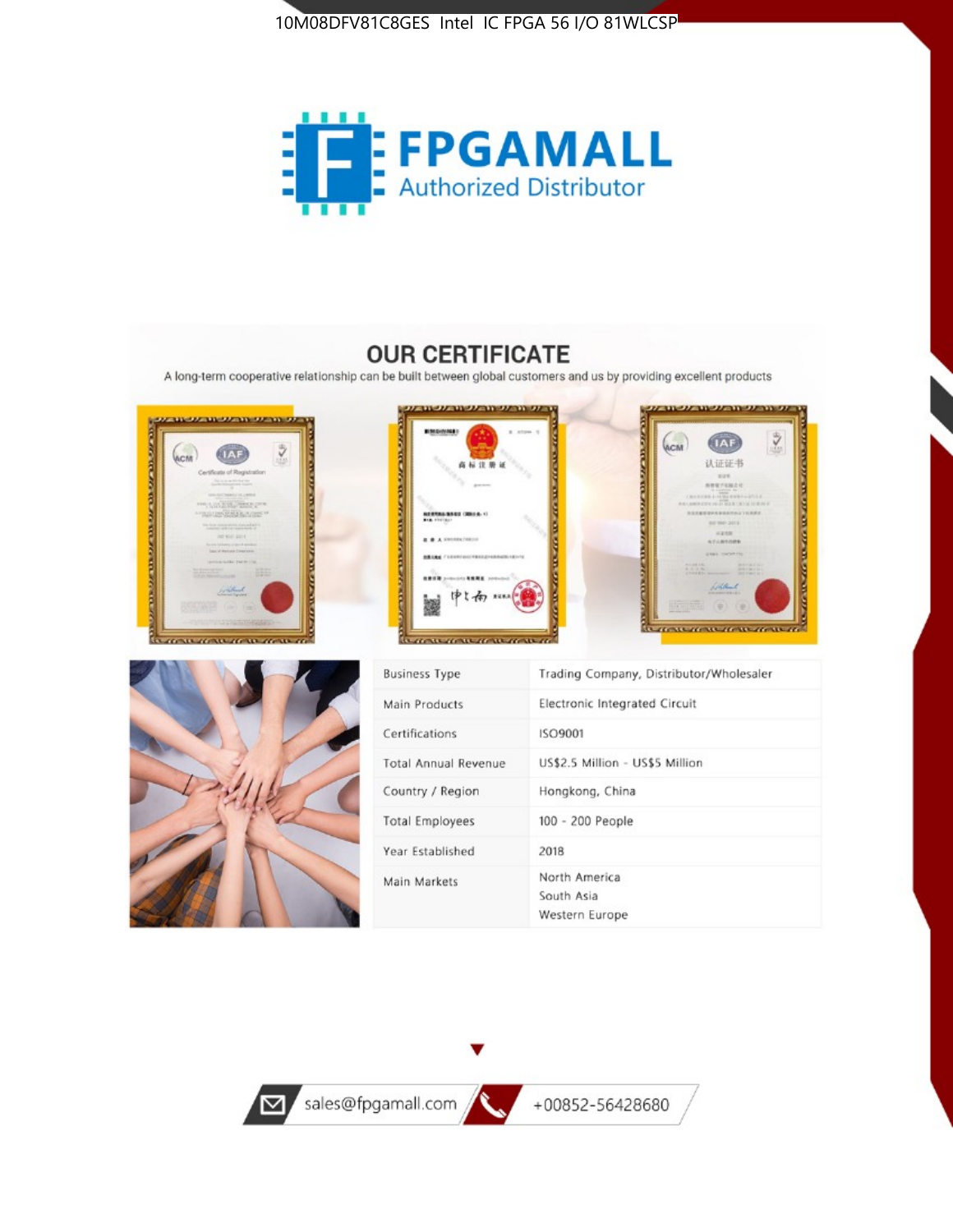FPGAMALL
Authorized Distributor

## OUR CERTIFICATE

A long-term cooperative relationship can be built between global customers and us by providing excellent products

| | |
|---|---|
| Business Type | Trading Company, Distributor/Wholesaler |
| Main Products | Electronic Integrated Circuit |
| Certifications | ISO9001 |
| Total Annual Revenue | US$2.5 Million - US$5 Million |
| Country / Region | Hongkong, China |
| Total Employees | 100 - 200 People |
| Year Established | 2018 |
| Main Markets | North America<br>South Asia<br>Western Europe |

sales@fpgamall.com

+00852-56428680